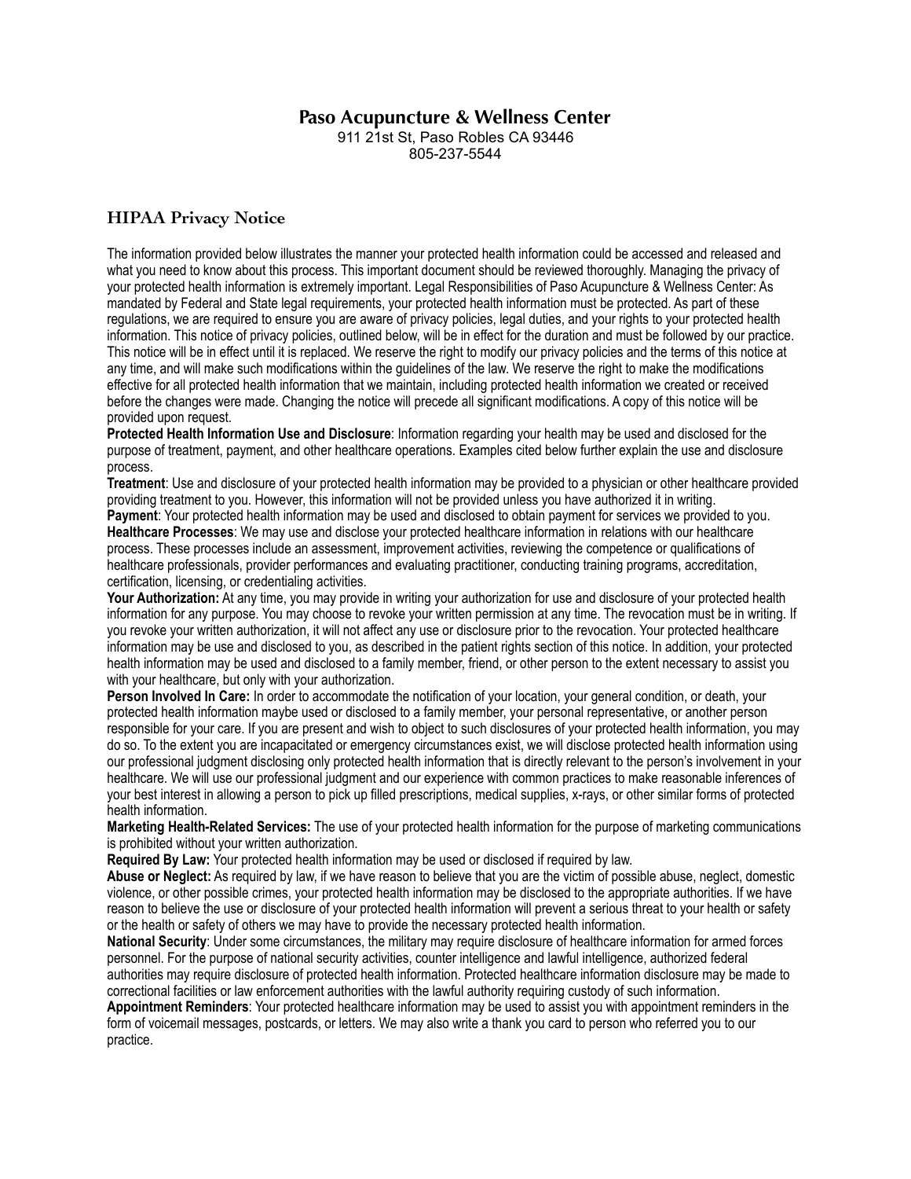# Paso Acupuncture & Wellness Center

911 21st St, Paso Robles CA 93446
805-237-5544

## HIPAA Privacy Notice

The information provided below illustrates the manner your protected health information could be accessed and released and what you need to know about this process. This important document should be reviewed thoroughly. Managing the privacy of your protected health information is extremely important. Legal Responsibilities of Paso Acupuncture & Wellness Center: As mandated by Federal and State legal requirements, your protected health information must be protected. As part of these regulations, we are required to ensure you are aware of privacy policies, legal duties, and your rights to your protected health information. This notice of privacy policies, outlined below, will be in effect for the duration and must be followed by our practice. This notice will be in effect until it is replaced. We reserve the right to modify our privacy policies and the terms of this notice at any time, and will make such modifications within the guidelines of the law. We reserve the right to make the modifications effective for all protected health information that we maintain, including protected health information we created or received before the changes were made. Changing the notice will precede all significant modifications. A copy of this notice will be provided upon request.

**Protected Health Information Use and Disclosure**: Information regarding your health may be used and disclosed for the purpose of treatment, payment, and other healthcare operations. Examples cited below further explain the use and disclosure process.

**Treatment**: Use and disclosure of your protected health information may be provided to a physician or other healthcare provided providing treatment to you. However, this information will not be provided unless you have authorized it in writing.

**Payment**: Your protected health information may be used and disclosed to obtain payment for services we provided to you.

**Healthcare Processes**: We may use and disclose your protected healthcare information in relations with our healthcare process. These processes include an assessment, improvement activities, reviewing the competence or qualifications of healthcare professionals, provider performances and evaluating practitioner, conducting training programs, accreditation, certification, licensing, or credentialing activities.

**Your Authorization:** At any time, you may provide in writing your authorization for use and disclosure of your protected health information for any purpose. You may choose to revoke your written permission at any time. The revocation must be in writing. If you revoke your written authorization, it will not affect any use or disclosure prior to the revocation. Your protected healthcare information may be use and disclosed to you, as described in the patient rights section of this notice. In addition, your protected health information may be used and disclosed to a family member, friend, or other person to the extent necessary to assist you with your healthcare, but only with your authorization.

**Person Involved In Care:** In order to accommodate the notification of your location, your general condition, or death, your protected health information maybe used or disclosed to a family member, your personal representative, or another person responsible for your care. If you are present and wish to object to such disclosures of your protected health information, you may do so. To the extent you are incapacitated or emergency circumstances exist, we will disclose protected health information using our professional judgment disclosing only protected health information that is directly relevant to the person's involvement in your healthcare. We will use our professional judgment and our experience with common practices to make reasonable inferences of your best interest in allowing a person to pick up filled prescriptions, medical supplies, x-rays, or other similar forms of protected health information.

**Marketing Health-Related Services:** The use of your protected health information for the purpose of marketing communications is prohibited without your written authorization.

**Required By Law:** Your protected health information may be used or disclosed if required by law.

**Abuse or Neglect:** As required by law, if we have reason to believe that you are the victim of possible abuse, neglect, domestic violence, or other possible crimes, your protected health information may be disclosed to the appropriate authorities. If we have reason to believe the use or disclosure of your protected health information will prevent a serious threat to your health or safety or the health or safety of others we may have to provide the necessary protected health information.

**National Security**: Under some circumstances, the military may require disclosure of healthcare information for armed forces personnel. For the purpose of national security activities, counter intelligence and lawful intelligence, authorized federal authorities may require disclosure of protected health information. Protected healthcare information disclosure may be made to correctional facilities or law enforcement authorities with the lawful authority requiring custody of such information.

**Appointment Reminders**: Your protected healthcare information may be used to assist you with appointment reminders in the form of voicemail messages, postcards, or letters. We may also write a thank you card to person who referred you to our practice.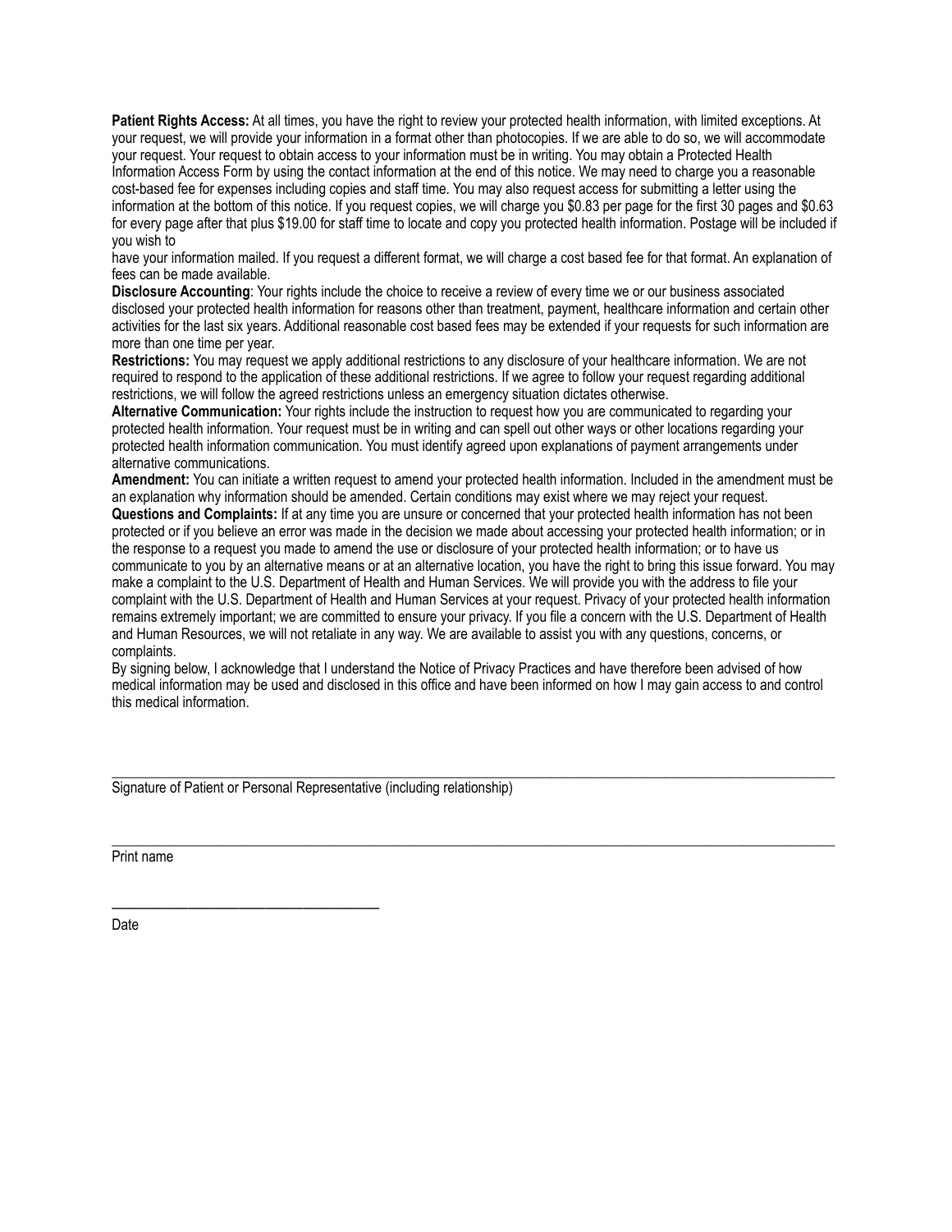**Patient Rights Access:** At all times, you have the right to review your protected health information, with limited exceptions. At your request, we will provide your information in a format other than photocopies. If we are able to do so, we will accommodate your request. Your request to obtain access to your information must be in writing. You may obtain a Protected Health Information Access Form by using the contact information at the end of this notice. We may need to charge you a reasonable cost-based fee for expenses including copies and staff time. You may also request access for submitting a letter using the information at the bottom of this notice. If you request copies, we will charge you $0.83 per page for the first 30 pages and $0.63 for every page after that plus $19.00 for staff time to locate and copy you protected health information. Postage will be included if you wish to
have your information mailed. If you request a different format, we will charge a cost based fee for that format. An explanation of fees can be made available.

**Disclosure Accounting**: Your rights include the choice to receive a review of every time we or our business associated disclosed your protected health information for reasons other than treatment, payment, healthcare information and certain other activities for the last six years. Additional reasonable cost based fees may be extended if your requests for such information are more than one time per year.

**Restrictions:** You may request we apply additional restrictions to any disclosure of your healthcare information. We are not required to respond to the application of these additional restrictions. If we agree to follow your request regarding additional restrictions, we will follow the agreed restrictions unless an emergency situation dictates otherwise.

**Alternative Communication:** Your rights include the instruction to request how you are communicated to regarding your protected health information. Your request must be in writing and can spell out other ways or other locations regarding your protected health information communication. You must identify agreed upon explanations of payment arrangements under alternative communications.

**Amendment:** You can initiate a written request to amend your protected health information. Included in the amendment must be an explanation why information should be amended. Certain conditions may exist where we may reject your request.

**Questions and Complaints:** If at any time you are unsure or concerned that your protected health information has not been protected or if you believe an error was made in the decision we made about accessing your protected health information; or in the response to a request you made to amend the use or disclosure of your protected health information; or to have us communicate to you by an alternative means or at an alternative location, you have the right to bring this issue forward. You may make a complaint to the U.S. Department of Health and Human Services. We will provide you with the address to file your complaint with the U.S. Department of Health and Human Services at your request. Privacy of your protected health information remains extremely important; we are committed to ensure your privacy. If you file a concern with the U.S. Department of Health and Human Resources, we will not retaliate in any way. We are available to assist you with any questions, concerns, or complaints.

By signing below, I acknowledge that I understand the Notice of Privacy Practices and have therefore been advised of how medical information may be used and disclosed in this office and have been informed on how I may gain access to and control this medical information.

\_\_\_\_\_\_\_\_\_\_\_\_\_\_\_\_\_\_\_\_\_\_\_\_\_\_\_\_\_\_\_\_\_\_\_\_\_\_\_\_\_\_\_\_\_\_\_\_\_\_\_\_\_\_\_\_\_\_\_\_

Signature of Patient or Personal Representative (including relationship)

\_\_\_\_\_\_\_\_\_\_\_\_\_\_\_\_\_\_\_\_\_\_\_\_\_\_\_\_\_\_\_\_\_\_\_\_\_\_\_\_\_\_\_\_\_\_\_\_\_\_\_\_\_\_\_\_\_\_\_\_

Print name

\_\_\_\_\_\_\_\_\_\_\_\_\_\_\_\_\_\_\_\_\_\_\_\_\_\_\_\_

Date